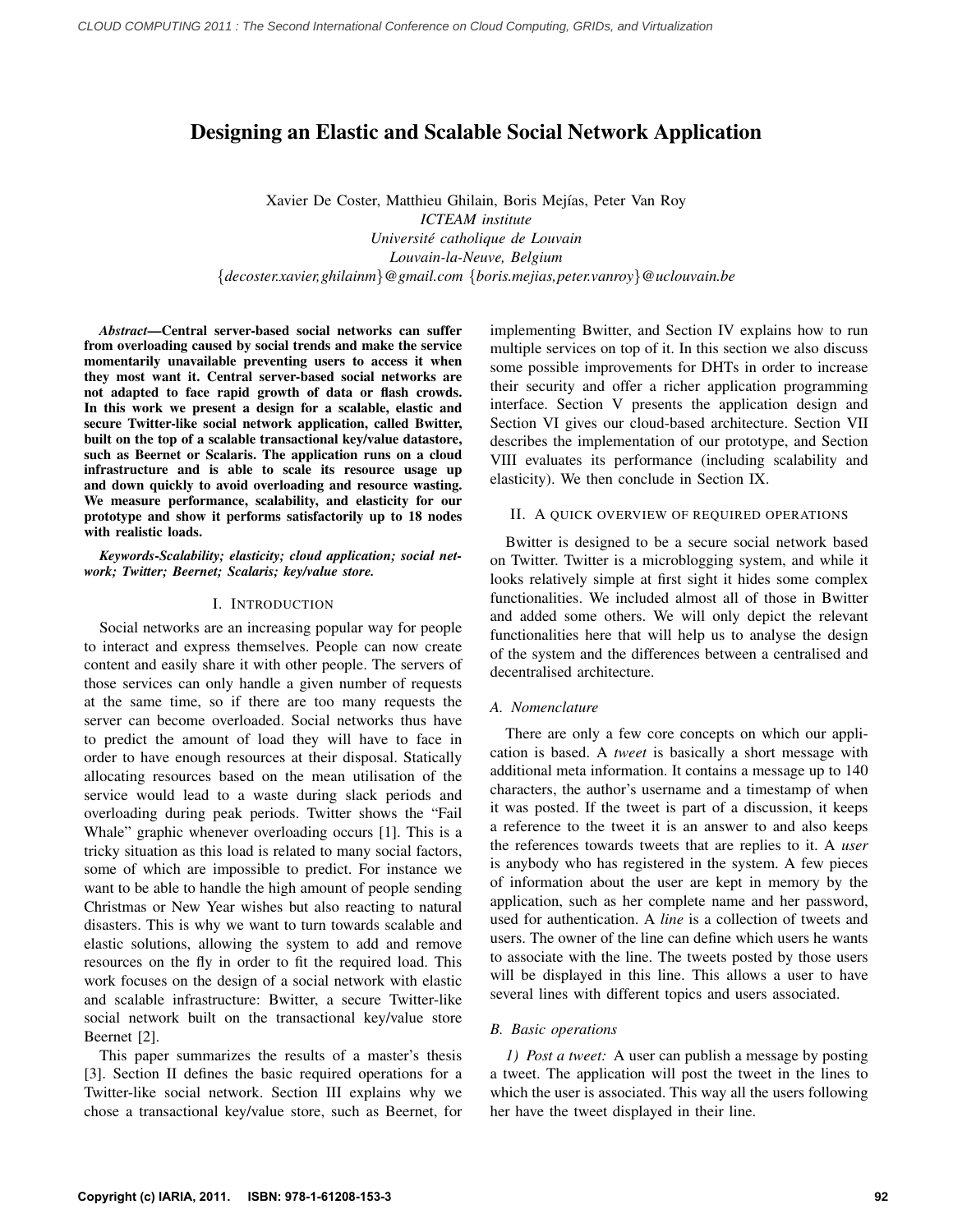# Designing an Elastic and Scalable Social Network Application

Xavier De Coster, Matthieu Ghilain, Boris Mejías, Peter Van Roy
*ICTEAM institute*
*Université catholique de Louvain*
*Louvain-la-Neuve, Belgium*
{*decoster.xavier,ghilainm*}*@gmail.com* {*boris.mejias,peter.vanroy*}*@uclouvain.be*

***Abstract*—Central server-based social networks can suffer from overloading caused by social trends and make the service momentarily unavailable preventing users to access it when they most want it. Central server-based social networks are not adapted to face rapid growth of data or flash crowds. In this work we present a design for a scalable, elastic and secure Twitter-like social network application, called Bwitter, built on the top of a scalable transactional key/value datastore, such as Beernet or Scalaris. The application runs on a cloud infrastructure and is able to scale its resource usage up and down quickly to avoid overloading and resource wasting. We measure performance, scalability, and elasticity for our prototype and show it performs satisfactorily up to 18 nodes with realistic loads.**

***Keywords*-*Scalability; elasticity; cloud application; social network; Twitter; Beernet; Scalaris; key/value store.***

## I. Introduction

Social networks are an increasing popular way for people to interact and express themselves. People can now create content and easily share it with other people. The servers of those services can only handle a given number of requests at the same time, so if there are too many requests the server can become overloaded. Social networks thus have to predict the amount of load they will have to face in order to have enough resources at their disposal. Statically allocating resources based on the mean utilisation of the service would lead to a waste during slack periods and overloading during peak periods. Twitter shows the "Fail Whale" graphic whenever overloading occurs [1]. This is a tricky situation as this load is related to many social factors, some of which are impossible to predict. For instance we want to be able to handle the high amount of people sending Christmas or New Year wishes but also reacting to natural disasters. This is why we want to turn towards scalable and elastic solutions, allowing the system to add and remove resources on the fly in order to fit the required load. This work focuses on the design of a social network with elastic and scalable infrastructure: Bwitter, a secure Twitter-like social network built on the transactional key/value store Beernet [2].

This paper summarizes the results of a master's thesis [3]. Section II defines the basic required operations for a Twitter-like social network. Section III explains why we chose a transactional key/value store, such as Beernet, for implementing Bwitter, and Section IV explains how to run multiple services on top of it. In this section we also discuss some possible improvements for DHTs in order to increase their security and offer a richer application programming interface. Section V presents the application design and Section VI gives our cloud-based architecture. Section VII describes the implementation of our prototype, and Section VIII evaluates its performance (including scalability and elasticity). We then conclude in Section IX.

## II. A quick overview of required operations

Bwitter is designed to be a secure social network based on Twitter. Twitter is a microblogging system, and while it looks relatively simple at first sight it hides some complex functionalities. We included almost all of those in Bwitter and added some others. We will only depict the relevant functionalities here that will help us to analyse the design of the system and the differences between a centralised and decentralised architecture.

### A. Nomenclature

There are only a few core concepts on which our application is based. A *tweet* is basically a short message with additional meta information. It contains a message up to 140 characters, the author's username and a timestamp of when it was posted. If the tweet is part of a discussion, it keeps a reference to the tweet it is an answer to and also keeps the references towards tweets that are replies to it. A *user* is anybody who has registered in the system. A few pieces of information about the user are kept in memory by the application, such as her complete name and her password, used for authentication. A *line* is a collection of tweets and users. The owner of the line can define which users he wants to associate with the line. The tweets posted by those users will be displayed in this line. This allows a user to have several lines with different topics and users associated.

### B. Basic operations

*1) Post a tweet:* A user can publish a message by posting a tweet. The application will post the tweet in the lines to which the user is associated. This way all the users following her have the tweet displayed in their line.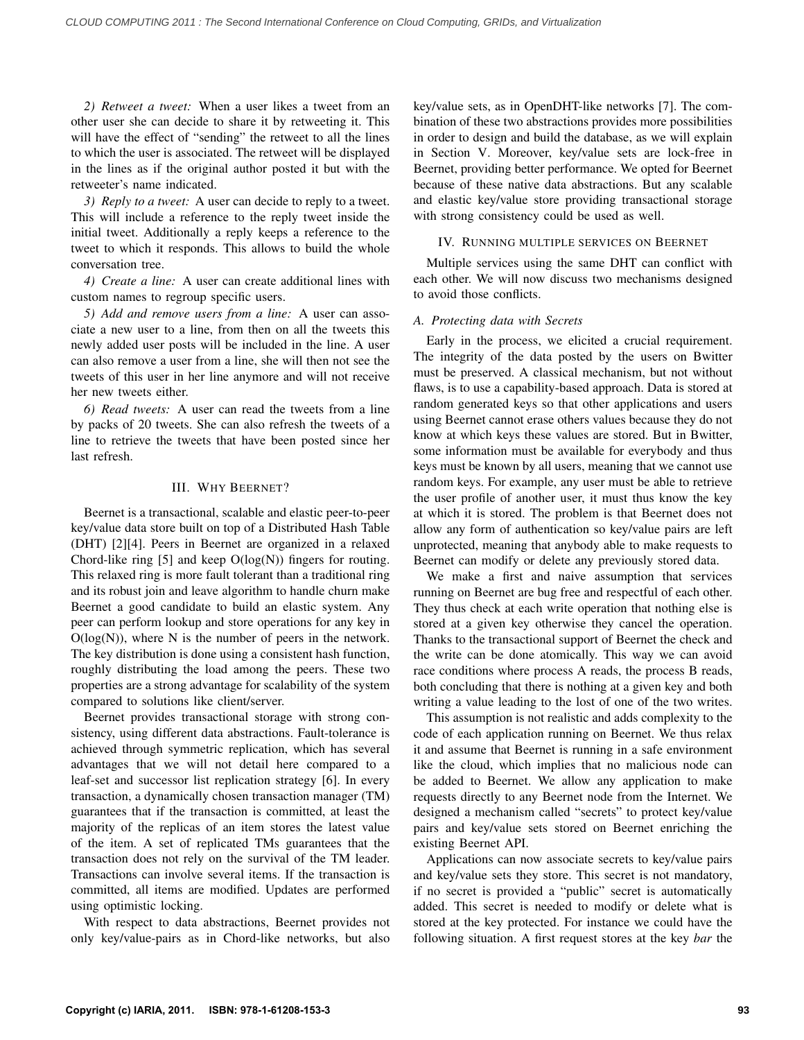*2) Retweet a tweet:* When a user likes a tweet from an other user she can decide to share it by retweeting it. This will have the effect of "sending" the retweet to all the lines to which the user is associated. The retweet will be displayed in the lines as if the original author posted it but with the retweeter's name indicated.

*3) Reply to a tweet:* A user can decide to reply to a tweet. This will include a reference to the reply tweet inside the initial tweet. Additionally a reply keeps a reference to the tweet to which it responds. This allows to build the whole conversation tree.

*4) Create a line:* A user can create additional lines with custom names to regroup specific users.

*5) Add and remove users from a line:* A user can associate a new user to a line, from then on all the tweets this newly added user posts will be included in the line. A user can also remove a user from a line, she will then not see the tweets of this user in her line anymore and will not receive her new tweets either.

*6) Read tweets:* A user can read the tweets from a line by packs of 20 tweets. She can also refresh the tweets of a line to retrieve the tweets that have been posted since her last refresh.

## III. Why Beernet?

Beernet is a transactional, scalable and elastic peer-to-peer key/value data store built on top of a Distributed Hash Table (DHT) [2][4]. Peers in Beernet are organized in a relaxed Chord-like ring [5] and keep O(log(N)) fingers for routing. This relaxed ring is more fault tolerant than a traditional ring and its robust join and leave algorithm to handle churn make Beernet a good candidate to build an elastic system. Any peer can perform lookup and store operations for any key in O(log(N)), where N is the number of peers in the network. The key distribution is done using a consistent hash function, roughly distributing the load among the peers. These two properties are a strong advantage for scalability of the system compared to solutions like client/server.

Beernet provides transactional storage with strong consistency, using different data abstractions. Fault-tolerance is achieved through symmetric replication, which has several advantages that we will not detail here compared to a leaf-set and successor list replication strategy [6]. In every transaction, a dynamically chosen transaction manager (TM) guarantees that if the transaction is committed, at least the majority of the replicas of an item stores the latest value of the item. A set of replicated TMs guarantees that the transaction does not rely on the survival of the TM leader. Transactions can involve several items. If the transaction is committed, all items are modified. Updates are performed using optimistic locking.

With respect to data abstractions, Beernet provides not only key/value-pairs as in Chord-like networks, but also key/value sets, as in OpenDHT-like networks [7]. The combination of these two abstractions provides more possibilities in order to design and build the database, as we will explain in Section V. Moreover, key/value sets are lock-free in Beernet, providing better performance. We opted for Beernet because of these native data abstractions. But any scalable and elastic key/value store providing transactional storage with strong consistency could be used as well.

## IV. Running multiple services on Beernet

Multiple services using the same DHT can conflict with each other. We will now discuss two mechanisms designed to avoid those conflicts.

### A. Protecting data with Secrets

Early in the process, we elicited a crucial requirement. The integrity of the data posted by the users on Bwitter must be preserved. A classical mechanism, but not without flaws, is to use a capability-based approach. Data is stored at random generated keys so that other applications and users using Beernet cannot erase others values because they do not know at which keys these values are stored. But in Bwitter, some information must be available for everybody and thus keys must be known by all users, meaning that we cannot use random keys. For example, any user must be able to retrieve the user profile of another user, it must thus know the key at which it is stored. The problem is that Beernet does not allow any form of authentication so key/value pairs are left unprotected, meaning that anybody able to make requests to Beernet can modify or delete any previously stored data.

We make a first and naive assumption that services running on Beernet are bug free and respectful of each other. They thus check at each write operation that nothing else is stored at a given key otherwise they cancel the operation. Thanks to the transactional support of Beernet the check and the write can be done atomically. This way we can avoid race conditions where process A reads, the process B reads, both concluding that there is nothing at a given key and both writing a value leading to the lost of one of the two writes.

This assumption is not realistic and adds complexity to the code of each application running on Beernet. We thus relax it and assume that Beernet is running in a safe environment like the cloud, which implies that no malicious node can be added to Beernet. We allow any application to make requests directly to any Beernet node from the Internet. We designed a mechanism called "secrets" to protect key/value pairs and key/value sets stored on Beernet enriching the existing Beernet API.

Applications can now associate secrets to key/value pairs and key/value sets they store. This secret is not mandatory, if no secret is provided a "public" secret is automatically added. This secret is needed to modify or delete what is stored at the key protected. For instance we could have the following situation. A first request stores at the key *bar* the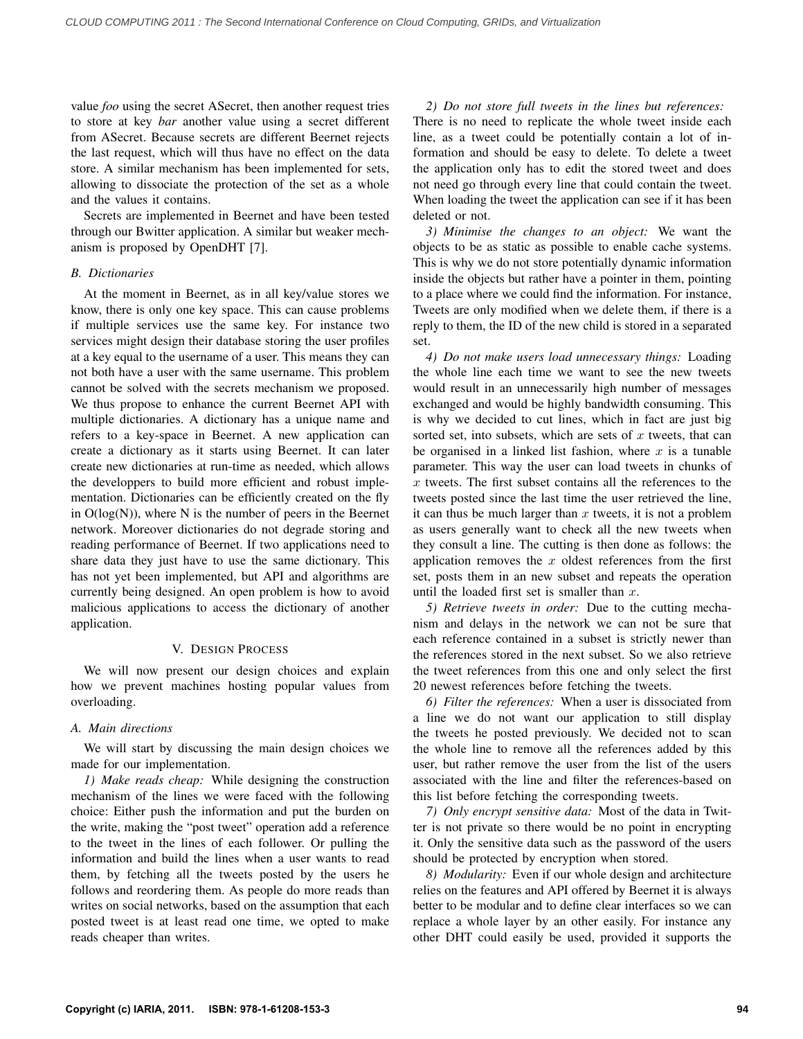value *foo* using the secret ASecret, then another request tries to store at key *bar* another value using a secret different from ASecret. Because secrets are different Beernet rejects the last request, which will thus have no effect on the data store. A similar mechanism has been implemented for sets, allowing to dissociate the protection of the set as a whole and the values it contains.

Secrets are implemented in Beernet and have been tested through our Bwitter application. A similar but weaker mechanism is proposed by OpenDHT [7].

### B. Dictionaries

At the moment in Beernet, as in all key/value stores we know, there is only one key space. This can cause problems if multiple services use the same key. For instance two services might design their database storing the user profiles at a key equal to the username of a user. This means they can not both have a user with the same username. This problem cannot be solved with the secrets mechanism we proposed. We thus propose to enhance the current Beernet API with multiple dictionaries. A dictionary has a unique name and refers to a key-space in Beernet. A new application can create a dictionary as it starts using Beernet. It can later create new dictionaries at run-time as needed, which allows the developpers to build more efficient and robust implementation. Dictionaries can be efficiently created on the fly in O(log(N)), where N is the number of peers in the Beernet network. Moreover dictionaries do not degrade storing and reading performance of Beernet. If two applications need to share data they just have to use the same dictionary. This has not yet been implemented, but API and algorithms are currently being designed. An open problem is how to avoid malicious applications to access the dictionary of another application.

## V. Design Process

We will now present our design choices and explain how we prevent machines hosting popular values from overloading.

### A. Main directions

We will start by discussing the main design choices we made for our implementation.

*1) Make reads cheap:* While designing the construction mechanism of the lines we were faced with the following choice: Either push the information and put the burden on the write, making the "post tweet" operation add a reference to the tweet in the lines of each follower. Or pulling the information and build the lines when a user wants to read them, by fetching all the tweets posted by the users he follows and reordering them. As people do more reads than writes on social networks, based on the assumption that each posted tweet is at least read one time, we opted to make reads cheaper than writes.

*2) Do not store full tweets in the lines but references:* There is no need to replicate the whole tweet inside each line, as a tweet could be potentially contain a lot of information and should be easy to delete. To delete a tweet the application only has to edit the stored tweet and does not need go through every line that could contain the tweet. When loading the tweet the application can see if it has been deleted or not.

*3) Minimise the changes to an object:* We want the objects to be as static as possible to enable cache systems. This is why we do not store potentially dynamic information inside the objects but rather have a pointer in them, pointing to a place where we could find the information. For instance, Tweets are only modified when we delete them, if there is a reply to them, the ID of the new child is stored in a separated set.

*4) Do not make users load unnecessary things:* Loading the whole line each time we want to see the new tweets would result in an unnecessarily high number of messages exchanged and would be highly bandwidth consuming. This is why we decided to cut lines, which in fact are just big sorted set, into subsets, which are sets of $x$ tweets, that can be organised in a linked list fashion, where $x$ is a tunable parameter. This way the user can load tweets in chunks of $x$ tweets. The first subset contains all the references to the tweets posted since the last time the user retrieved the line, it can thus be much larger than $x$ tweets, it is not a problem as users generally want to check all the new tweets when they consult a line. The cutting is then done as follows: the application removes the $x$ oldest references from the first set, posts them in an new subset and repeats the operation until the loaded first set is smaller than $x$.

*5) Retrieve tweets in order:* Due to the cutting mechanism and delays in the network we can not be sure that each reference contained in a subset is strictly newer than the references stored in the next subset. So we also retrieve the tweet references from this one and only select the first 20 newest references before fetching the tweets.

*6) Filter the references:* When a user is dissociated from a line we do not want our application to still display the tweets he posted previously. We decided not to scan the whole line to remove all the references added by this user, but rather remove the user from the list of the users associated with the line and filter the references-based on this list before fetching the corresponding tweets.

*7) Only encrypt sensitive data:* Most of the data in Twitter is not private so there would be no point in encrypting it. Only the sensitive data such as the password of the users should be protected by encryption when stored.

*8) Modularity:* Even if our whole design and architecture relies on the features and API offered by Beernet it is always better to be modular and to define clear interfaces so we can replace a whole layer by an other easily. For instance any other DHT could easily be used, provided it supports the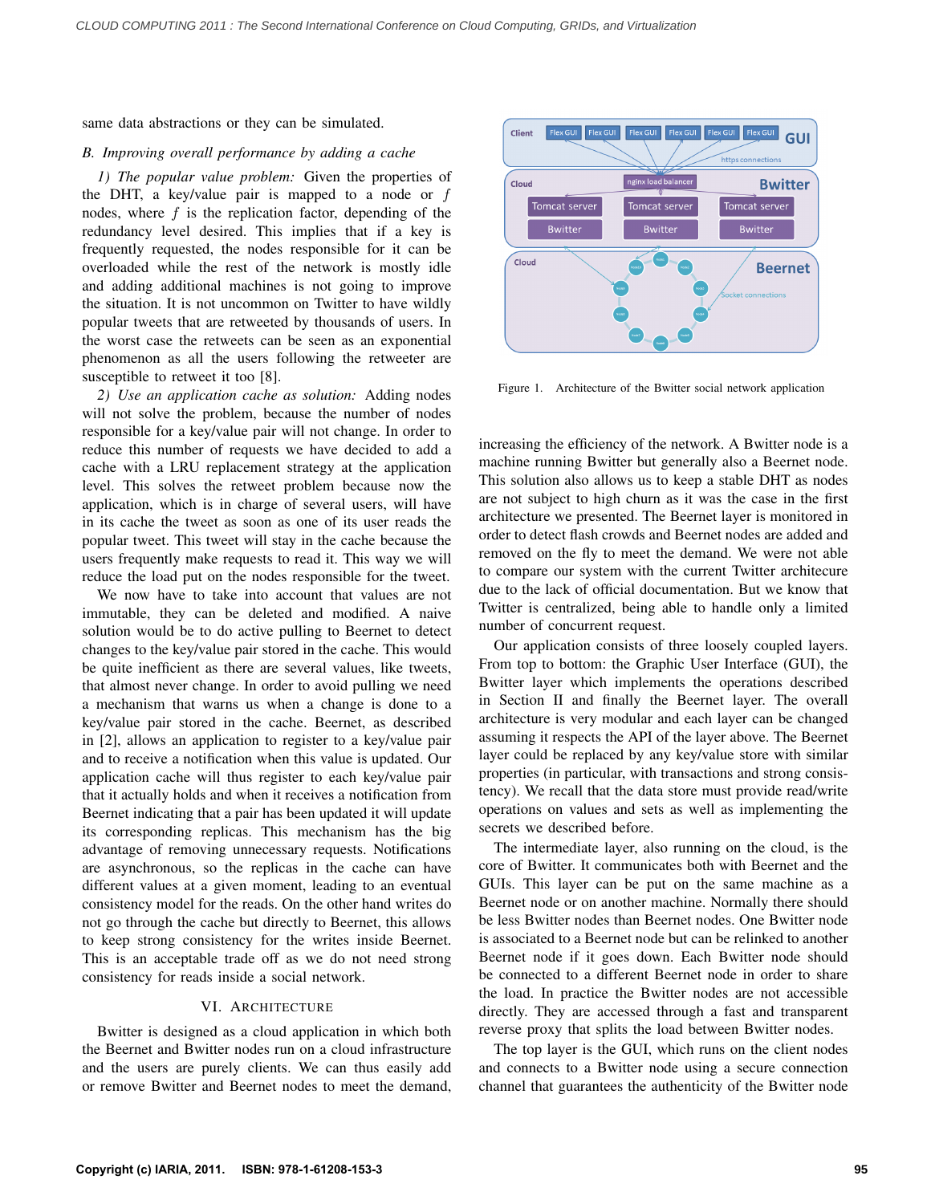same data abstractions or they can be simulated.

### B. Improving overall performance by adding a cache

*1) The popular value problem:* Given the properties of the DHT, a key/value pair is mapped to a node or $f$ nodes, where $f$ is the replication factor, depending of the redundancy level desired. This implies that if a key is frequently requested, the nodes responsible for it can be overloaded while the rest of the network is mostly idle and adding additional machines is not going to improve the situation. It is not uncommon on Twitter to have wildly popular tweets that are retweeted by thousands of users. In the worst case the retweets can be seen as an exponential phenomenon as all the users following the retweeter are susceptible to retweet it too [8].

*2) Use an application cache as solution:* Adding nodes will not solve the problem, because the number of nodes responsible for a key/value pair will not change. In order to reduce this number of requests we have decided to add a cache with a LRU replacement strategy at the application level. This solves the retweet problem because now the application, which is in charge of several users, will have in its cache the tweet as soon as one of its user reads the popular tweet. This tweet will stay in the cache because the users frequently make requests to read it. This way we will reduce the load put on the nodes responsible for the tweet.

We now have to take into account that values are not immutable, they can be deleted and modified. A naive solution would be to do active pulling to Beernet to detect changes to the key/value pair stored in the cache. This would be quite inefficient as there are several values, like tweets, that almost never change. In order to avoid pulling we need a mechanism that warns us when a change is done to a key/value pair stored in the cache. Beernet, as described in [2], allows an application to register to a key/value pair and to receive a notification when this value is updated. Our application cache will thus register to each key/value pair that it actually holds and when it receives a notification from Beernet indicating that a pair has been updated it will update its corresponding replicas. This mechanism has the big advantage of removing unnecessary requests. Notifications are asynchronous, so the replicas in the cache can have different values at a given moment, leading to an eventual consistency model for the reads. On the other hand writes do not go through the cache but directly to Beernet, this allows to keep strong consistency for the writes inside Beernet. This is an acceptable trade off as we do not need strong consistency for reads inside a social network.

## VI. Architecture

Bwitter is designed as a cloud application in which both the Beernet and Bwitter nodes run on a cloud infrastructure and the users are purely clients. We can thus easily add or remove Bwitter and Beernet nodes to meet the demand, increasing the efficiency of the network. A Bwitter node is a machine running Bwitter but generally also a Beernet node. This solution also allows us to keep a stable DHT as nodes are not subject to high churn as it was the case in the first architecture we presented. The Beernet layer is monitored in order to detect flash crowds and Beernet nodes are added and removed on the fly to meet the demand. We were not able to compare our system with the current Twitter architecture due to the lack of official documentation. But we know that Twitter is centralized, being able to handle only a limited number of concurrent request.

Figure 1. Architecture of the Bwitter social network application

Our application consists of three loosely coupled layers. From top to bottom: the Graphic User Interface (GUI), the Bwitter layer which implements the operations described in Section II and finally the Beernet layer. The overall architecture is very modular and each layer can be changed assuming it respects the API of the layer above. The Beernet layer could be replaced by any key/value store with similar properties (in particular, with transactions and strong consistency). We recall that the data store must provide read/write operations on values and sets as well as implementing the secrets we described before.

The intermediate layer, also running on the cloud, is the core of Bwitter. It communicates both with Beernet and the GUIs. This layer can be put on the same machine as a Beernet node or on another machine. Normally there should be less Bwitter nodes than Beernet nodes. One Bwitter node is associated to a Beernet node but can be relinked to another Beernet node if it goes down. Each Bwitter node should be connected to a different Beernet node in order to share the load. In practice the Bwitter nodes are not accessible directly. They are accessed through a fast and transparent reverse proxy that splits the load between Bwitter nodes.

The top layer is the GUI, which runs on the client nodes and connects to a Bwitter node using a secure connection channel that guarantees the authenticity of the Bwitter node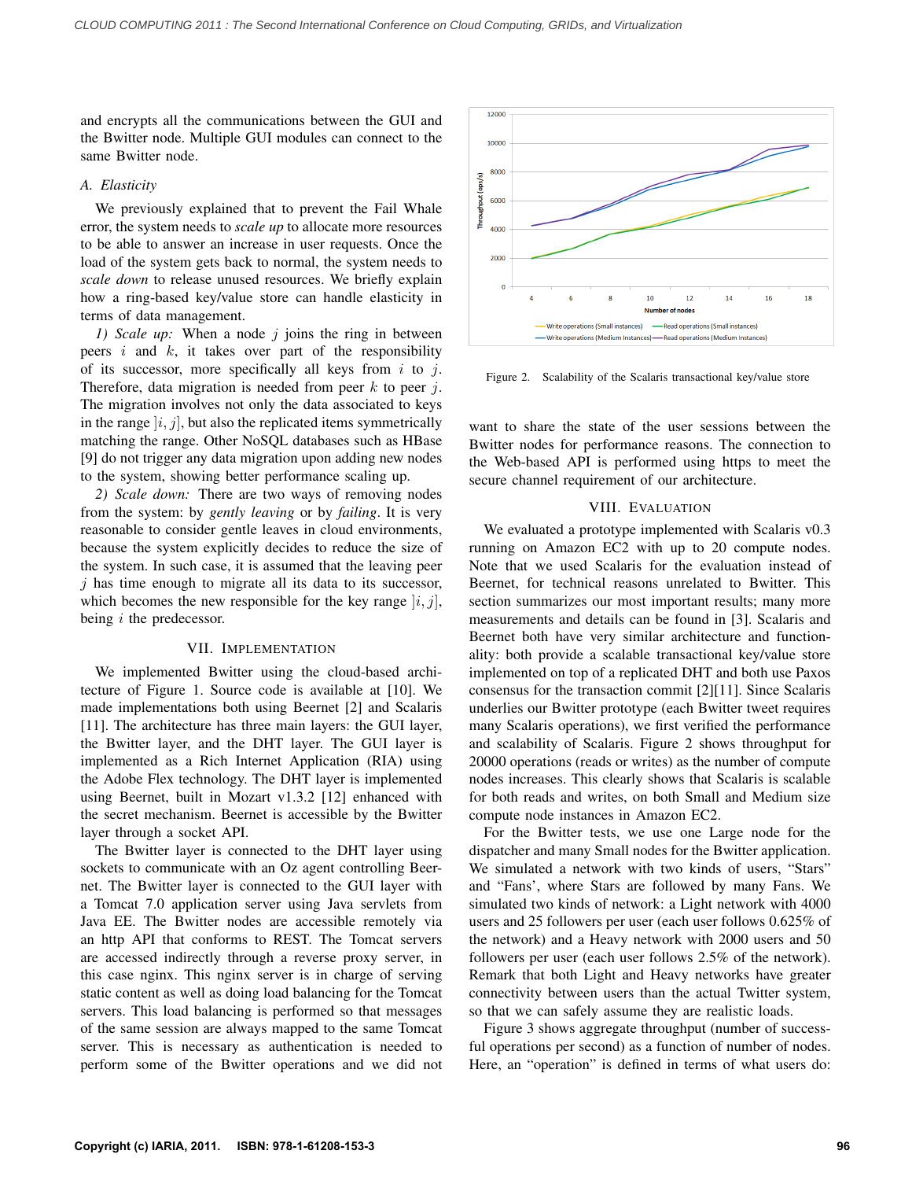and encrypts all the communications between the GUI and the Bwitter node. Multiple GUI modules can connect to the same Bwitter node.

### A. Elasticity

We previously explained that to prevent the Fail Whale error, the system needs to *scale up* to allocate more resources to be able to answer an increase in user requests. Once the load of the system gets back to normal, the system needs to *scale down* to release unused resources. We briefly explain how a ring-based key/value store can handle elasticity in terms of data management.

*1) Scale up:* When a node $j$ joins the ring in between peers $i$ and $k$, it takes over part of the responsibility of its successor, more specifically all keys from $i$ to $j$. Therefore, data migration is needed from peer $k$ to peer $j$. The migration involves not only the data associated to keys in the range $]i, j]$, but also the replicated items symmetrically matching the range. Other NoSQL databases such as HBase [9] do not trigger any data migration upon adding new nodes to the system, showing better performance scaling up.

*2) Scale down:* There are two ways of removing nodes from the system: by *gently leaving* or by *failing*. It is very reasonable to consider gentle leaves in cloud environments, because the system explicitly decides to reduce the size of the system. In such case, it is assumed that the leaving peer $j$ has time enough to migrate all its data to its successor, which becomes the new responsible for the key range $]i, j]$, being $i$ the predecessor.

## VII. Implementation

We implemented Bwitter using the cloud-based architecture of Figure 1. Source code is available at [10]. We made implementations both using Beernet [2] and Scalaris [11]. The architecture has three main layers: the GUI layer, the Bwitter layer, and the DHT layer. The GUI layer is implemented as a Rich Internet Application (RIA) using the Adobe Flex technology. The DHT layer is implemented using Beernet, built in Mozart v1.3.2 [12] enhanced with the secret mechanism. Beernet is accessible by the Bwitter layer through a socket API.

The Bwitter layer is connected to the DHT layer using sockets to communicate with an Oz agent controlling Beernet. The Bwitter layer is connected to the GUI layer with a Tomcat 7.0 application server using Java servlets from Java EE. The Bwitter nodes are accessible remotely via an http API that conforms to REST. The Tomcat servers are accessed indirectly through a reverse proxy server, in this case nginx. This nginx server is in charge of serving static content as well as doing load balancing for the Tomcat servers. This load balancing is performed so that messages of the same session are always mapped to the same Tomcat server. This is necessary as authentication is needed to perform some of the Bwitter operations and we did not want to share the state of the user sessions between the Bwitter nodes for performance reasons. The connection to the Web-based API is performed using https to meet the secure channel requirement of our architecture.

Figure 2. Scalability of the Scalaris transactional key/value store

## VIII. Evaluation

We evaluated a prototype implemented with Scalaris v0.3 running on Amazon EC2 with up to 20 compute nodes. Note that we used Scalaris for the evaluation instead of Beernet, for technical reasons unrelated to Bwitter. This section summarizes our most important results; many more measurements and details can be found in [3]. Scalaris and Beernet both have very similar architecture and functionality: both provide a scalable transactional key/value store implemented on top of a replicated DHT and both use Paxos consensus for the transaction commit [2][11]. Since Scalaris underlies our Bwitter prototype (each Bwitter tweet requires many Scalaris operations), we first verified the performance and scalability of Scalaris. Figure 2 shows throughput for 20000 operations (reads or writes) as the number of compute nodes increases. This clearly shows that Scalaris is scalable for both reads and writes, on both Small and Medium size compute node instances in Amazon EC2.

For the Bwitter tests, we use one Large node for the dispatcher and many Small nodes for the Bwitter application. We simulated a network with two kinds of users, "Stars" and "Fans", where Stars are followed by many Fans. We simulated two kinds of network: a Light network with 4000 users and 25 followers per user (each user follows 0.625% of the network) and a Heavy network with 2000 users and 50 followers per user (each user follows 2.5% of the network). Remark that both Light and Heavy networks have greater connectivity between users than the actual Twitter system, so that we can safely assume they are realistic loads.

Figure 3 shows aggregate throughput (number of successful operations per second) as a function of number of nodes. Here, an "operation" is defined in terms of what users do: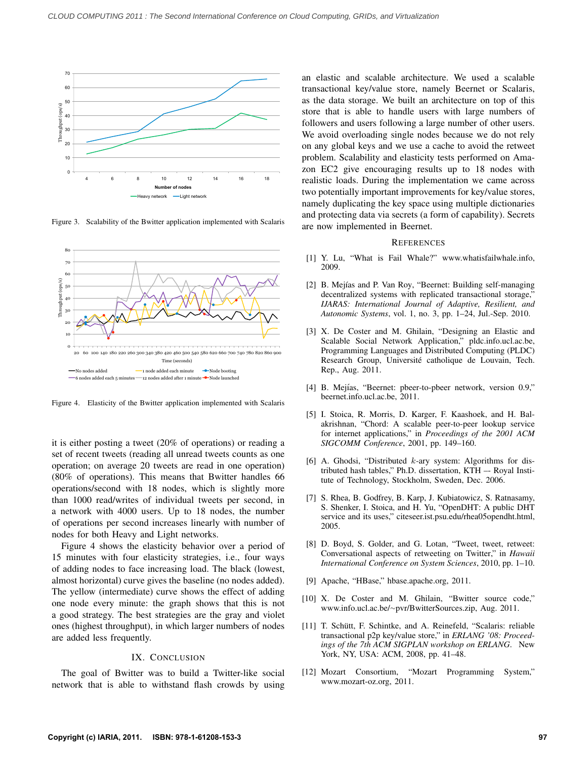70
60
50
40
30
20
10
0
Throughput (ops/s)
4 6 8 10 12 14 16 18
Number of nodes
Heavy network
Light network

Figure 3. Scalability of the Bwitter application implemented with Scalaris

80
70
60
50
40
30
20
10
0
Throughput (ops/s)
20 60 100 140 180 220 260 300 340 380 420 460 500 540 580 620 660 700 740 780 820 860 900
Time (seconds)
No nodes added
1 node added each minute
Node booting
6 nodes added each 5 minutes
12 nodes added after 1 minute
Node launched

Figure 4. Elasticity of the Bwitter application implemented with Scalaris

it is either posting a tweet (20% of operations) or reading a set of recent tweets (reading all unread tweets counts as one operation; on average 20 tweets are read in one operation) (80% of operations). This means that Bwitter handles 66 operations/second with 18 nodes, which is slightly more than 1000 read/writes of individual tweets per second, in a network with 4000 users. Up to 18 nodes, the number of operations per second increases linearly with number of nodes for both Heavy and Light networks.

Figure 4 shows the elasticity behavior over a period of 15 minutes with four elasticity strategies, i.e., four ways of adding nodes to face increasing load. The black (lowest, almost horizontal) curve gives the baseline (no nodes added). The yellow (intermediate) curve shows the effect of adding one node every minute: the graph shows that this is not a good strategy. The best strategies are the gray and violet ones (highest throughput), in which larger numbers of nodes are added less frequently.

## IX. Conclusion

The goal of Bwitter was to build a Twitter-like social network that is able to withstand flash crowds by using an elastic and scalable architecture. We used a scalable transactional key/value store, namely Beernet or Scalaris, as the data storage. We built an architecture on top of this store that is able to handle users with large numbers of followers and users following a large number of other users. We avoid overloading single nodes because we do not rely on any global keys and we use a cache to avoid the retweet problem. Scalability and elasticity tests performed on Amazon EC2 give encouraging results up to 18 nodes with realistic loads. During the implementation we came across two potentially important improvements for key/value stores, namely duplicating the key space using multiple dictionaries and protecting data via secrets (a form of capability). Secrets are now implemented in Beernet.

## References

[1] Y. Lu, “What is Fail Whale?” www.whatisfailwhale.info, 2009.

[2] B. Mejías and P. Van Roy, “Beernet: Building self-managing decentralized systems with replicated transactional storage,” *IJARAS: International Journal of Adaptive, Resilient, and Autonomic Systems*, vol. 1, no. 3, pp. 1–24, Jul.-Sep. 2010.

[3] X. De Coster and M. Ghilain, “Designing an Elastic and Scalable Social Network Application,” pldc.info.ucl.ac.be, Programming Languages and Distributed Computing (PLDC) Research Group, Université catholique de Louvain, Tech. Rep., Aug. 2011.

[4] B. Mejías, “Beernet: pbeer-to-pbeer network, version 0.9,” beernet.info.ucl.ac.be, 2011.

[5] I. Stoica, R. Morris, D. Karger, F. Kaashoek, and H. Balakrishnan, “Chord: A scalable peer-to-peer lookup service for internet applications,” in *Proceedings of the 2001 ACM SIGCOMM Conference*, 2001, pp. 149–160.

[6] A. Ghodsi, “Distributed $k$-ary system: Algorithms for distributed hash tables,” Ph.D. dissertation, KTH –- Royal Institute of Technology, Stockholm, Sweden, Dec. 2006.

[7] S. Rhea, B. Godfrey, B. Karp, J. Kubiatowicz, S. Ratnasamy, S. Shenker, I. Stoica, and H. Yu, “OpenDHT: A public DHT service and its uses,” citeseer.ist.psu.edu/rhea05opendht.html, 2005.

[8] D. Boyd, S. Golder, and G. Lotan, “Tweet, tweet, retweet: Conversational aspects of retweeting on Twitter,” in *Hawaii International Conference on System Sciences*, 2010, pp. 1–10.

[9] Apache, “HBase,” hbase.apache.org, 2011.

[10] X. De Coster and M. Ghilain, “Bwitter source code,” www.info.ucl.ac.be/∼pvr/BwitterSources.zip, Aug. 2011.

[11] T. Schütt, F. Schintke, and A. Reinefeld, “Scalaris: reliable transactional p2p key/value store,” in *ERLANG ’08: Proceedings of the 7th ACM SIGPLAN workshop on ERLANG*. New York, NY, USA: ACM, 2008, pp. 41–48.

[12] Mozart Consortium, “Mozart Programming System,” www.mozart-oz.org, 2011.